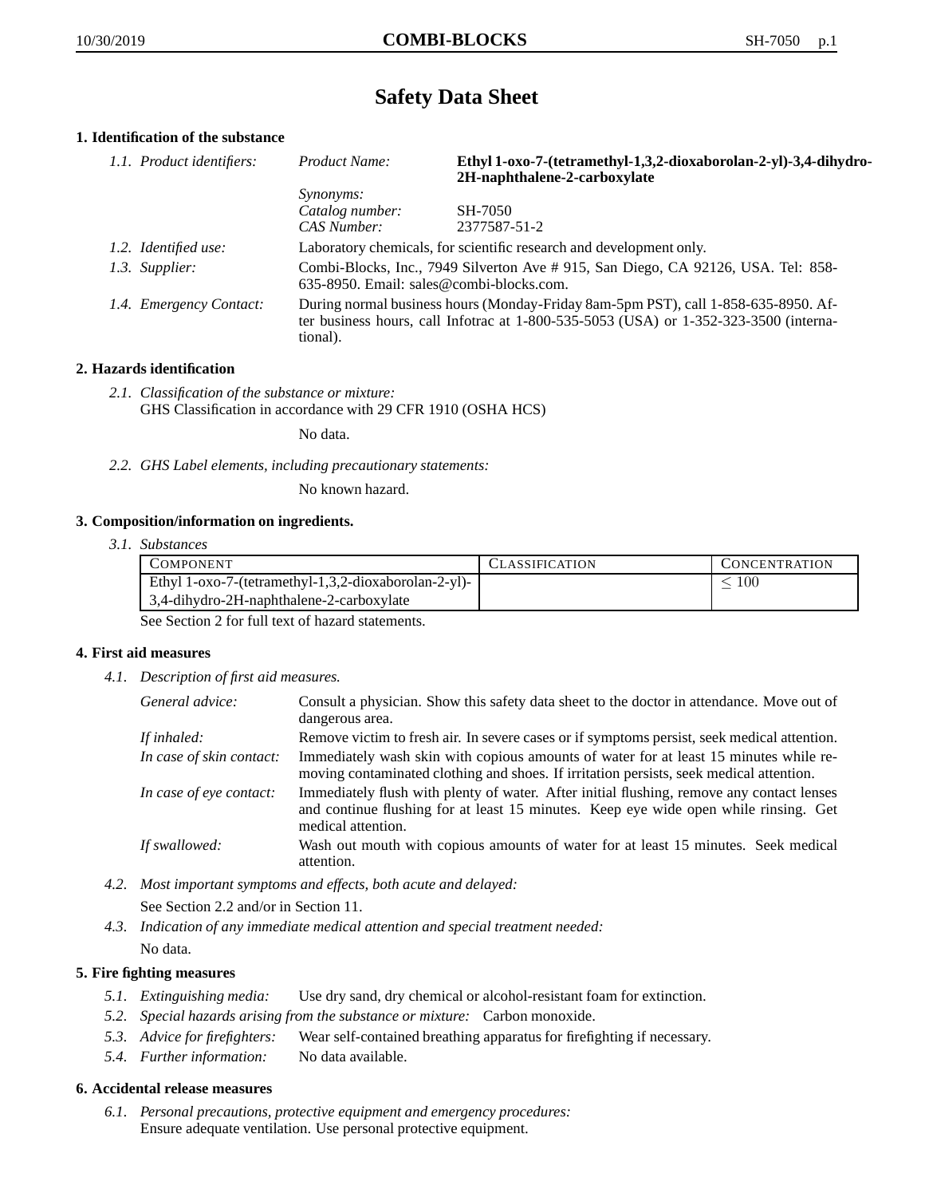# Safety Data Sheet

## 1. Identification of the substance

*1.1. Product identifiers:*

| | | |
|---|---|---|
| | *Product Name:* | **Ethyl 1-oxo-7-(tetramethyl-1,3,2-dioxaborolan-2-yl)-3,4-dihydro-2H-naphthalene-2-carboxylate** |
| | *Synonyms:* | |
| | *Catalog number:* | SH-7050 |
| | *CAS Number:* | 2377587-51-2 |

*1.2. Identified use:* Laboratory chemicals, for scientific research and development only.

*1.3. Supplier:* Combi-Blocks, Inc., 7949 Silverton Ave # 915, San Diego, CA 92126, USA. Tel: 858-635-8950. Email: sales@combi-blocks.com.

*1.4. Emergency Contact:* During normal business hours (Monday-Friday 8am-5pm PST), call 1-858-635-8950. After business hours, call Infotrac at 1-800-535-5053 (USA) or 1-352-323-3500 (international).

## 2. Hazards identification

*2.1. Classification of the substance or mixture:*
GHS Classification in accordance with 29 CFR 1910 (OSHA HCS)

No data.

*2.2. GHS Label elements, including precautionary statements:*

No known hazard.

## 3. Composition/information on ingredients.

*3.1. Substances*

| COMPONENT | CLASSIFICATION | CONCENTRATION |
|---|---|---|
| Ethyl 1-oxo-7-(tetramethyl-1,3,2-dioxaborolan-2-yl)-3,4-dihydro-2H-naphthalene-2-carboxylate | | $\leq 100$ |

See Section 2 for full text of hazard statements.

## 4. First aid measures

*4.1. Description of first aid measures.*

*General advice:* Consult a physician. Show this safety data sheet to the doctor in attendance. Move out of dangerous area.

*If inhaled:* Remove victim to fresh air. In severe cases or if symptoms persist, seek medical attention.

*In case of skin contact:* Immediately wash skin with copious amounts of water for at least 15 minutes while removing contaminated clothing and shoes. If irritation persists, seek medical attention.

*In case of eye contact:* Immediately flush with plenty of water. After initial flushing, remove any contact lenses and continue flushing for at least 15 minutes. Keep eye wide open while rinsing. Get medical attention.

*If swallowed:* Wash out mouth with copious amounts of water for at least 15 minutes. Seek medical attention.

*4.2. Most important symptoms and effects, both acute and delayed:*
See Section 2.2 and/or in Section 11.

*4.3. Indication of any immediate medical attention and special treatment needed:*
No data.

## 5. Fire fighting measures

*5.1. Extinguishing media:* Use dry sand, dry chemical or alcohol-resistant foam for extinction.

*5.2. Special hazards arising from the substance or mixture:* Carbon monoxide.

*5.3. Advice for firefighters:* Wear self-contained breathing apparatus for firefighting if necessary.

*5.4. Further information:* No data available.

## 6. Accidental release measures

*6.1. Personal precautions, protective equipment and emergency procedures:*
Ensure adequate ventilation. Use personal protective equipment.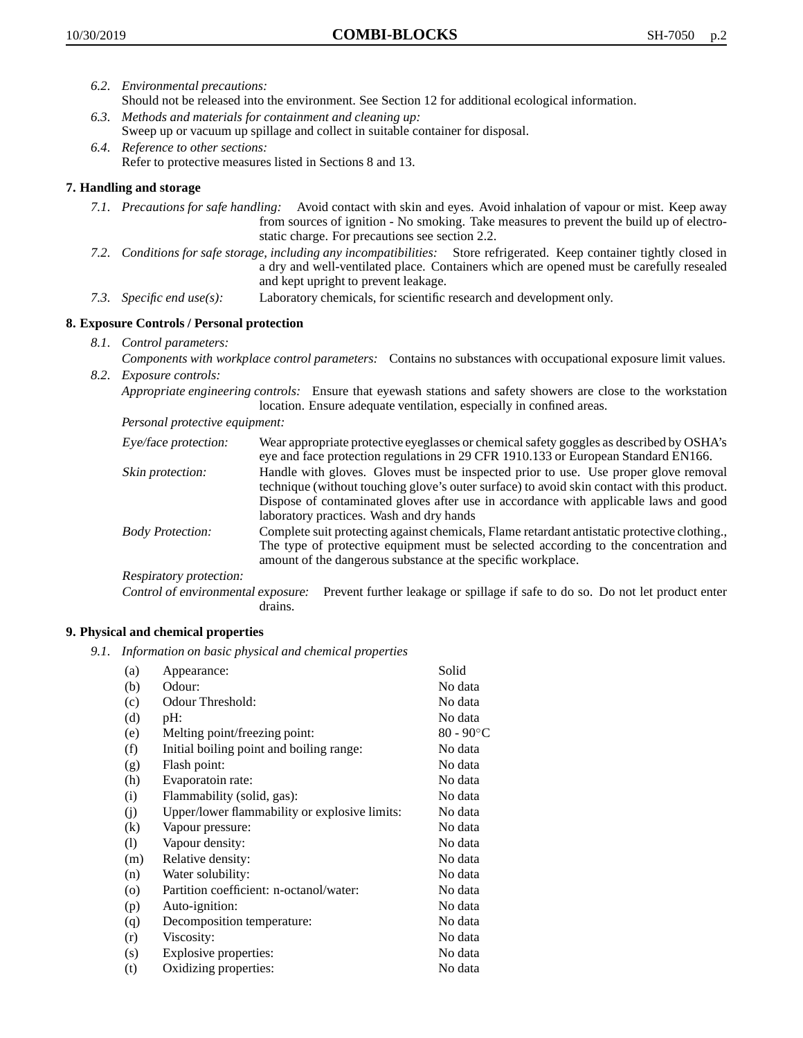*6.2. Environmental precautions:*
Should not be released into the environment. See Section 12 for additional ecological information.

*6.3. Methods and materials for containment and cleaning up:*
Sweep up or vacuum up spillage and collect in suitable container for disposal.

*6.4. Reference to other sections:*
Refer to protective measures listed in Sections 8 and 13.

## 7. Handling and storage

*7.1. Precautions for safe handling:* Avoid contact with skin and eyes. Avoid inhalation of vapour or mist. Keep away from sources of ignition - No smoking. Take measures to prevent the build up of electrostatic charge. For precautions see section 2.2.

*7.2. Conditions for safe storage, including any incompatibilities:* Store refrigerated. Keep container tightly closed in a dry and well-ventilated place. Containers which are opened must be carefully resealed and kept upright to prevent leakage.

*7.3. Specific end use(s):* Laboratory chemicals, for scientific research and development only.

## 8. Exposure Controls / Personal protection

*8.1. Control parameters:*
*Components with workplace control parameters:* Contains no substances with occupational exposure limit values.

*8.2. Exposure controls:*
*Appropriate engineering controls:* Ensure that eyewash stations and safety showers are close to the workstation location. Ensure adequate ventilation, especially in confined areas.

*Personal protective equipment:*

*Eye/face protection:* Wear appropriate protective eyeglasses or chemical safety goggles as described by OSHA's eye and face protection regulations in 29 CFR 1910.133 or European Standard EN166.

*Skin protection:* Handle with gloves. Gloves must be inspected prior to use. Use proper glove removal technique (without touching glove's outer surface) to avoid skin contact with this product. Dispose of contaminated gloves after use in accordance with applicable laws and good laboratory practices. Wash and dry hands

*Body Protection:* Complete suit protecting against chemicals, Flame retardant antistatic protective clothing., The type of protective equipment must be selected according to the concentration and amount of the dangerous substance at the specific workplace.

*Respiratory protection:*

*Control of environmental exposure:* Prevent further leakage or spillage if safe to do so. Do not let product enter drains.

## 9. Physical and chemical properties

*9.1. Information on basic physical and chemical properties*

| | | |
|---|---|---|
| (a) | Appearance: | Solid |
| (b) | Odour: | No data |
| (c) | Odour Threshold: | No data |
| (d) | pH: | No data |
| (e) | Melting point/freezing point: | 80 - 90°C |
| (f) | Initial boiling point and boiling range: | No data |
| (g) | Flash point: | No data |
| (h) | Evaporatoin rate: | No data |
| (i) | Flammability (solid, gas): | No data |
| (j) | Upper/lower flammability or explosive limits: | No data |
| (k) | Vapour pressure: | No data |
| (l) | Vapour density: | No data |
| (m) | Relative density: | No data |
| (n) | Water solubility: | No data |
| (o) | Partition coefficient: n-octanol/water: | No data |
| (p) | Auto-ignition: | No data |
| (q) | Decomposition temperature: | No data |
| (r) | Viscosity: | No data |
| (s) | Explosive properties: | No data |
| (t) | Oxidizing properties: | No data |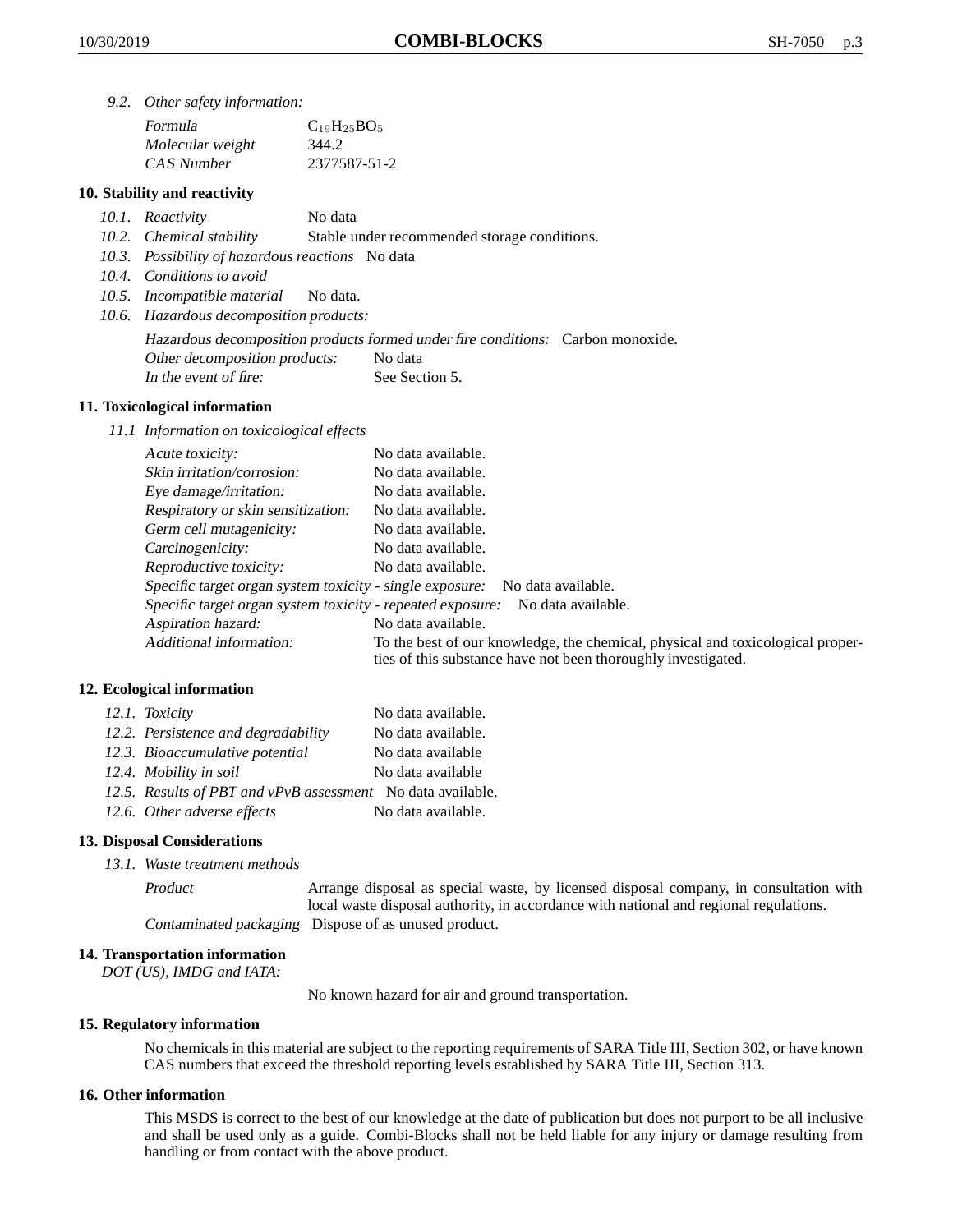*9.2. Other safety information:*

| | |
|---|---|
| *Formula* | $C_{19}H_{25}BO_5$ |
| *Molecular weight* | 344.2 |
| *CAS Number* | 2377587-51-2 |

## 10. Stability and reactivity

*10.1. Reactivity* No data

*10.2. Chemical stability* Stable under recommended storage conditions.

*10.3. Possibility of hazardous reactions* No data

*10.4. Conditions to avoid*

*10.5. Incompatible material* No data.

*10.6. Hazardous decomposition products:*

*Hazardous decomposition products formed under fire conditions:* Carbon monoxide.

*Other decomposition products:* No data

*In the event of fire:* See Section 5.

## 11. Toxicological information

*11.1 Information on toxicological effects*

*Acute toxicity:* No data available.

*Skin irritation/corrosion:* No data available.

*Eye damage/irritation:* No data available.

*Respiratory or skin sensitization:* No data available.

*Germ cell mutagenicity:* No data available.

*Carcinogenicity:* No data available.

*Reproductive toxicity:* No data available.

*Specific target organ system toxicity - single exposure:* No data available.

*Specific target organ system toxicity - repeated exposure:* No data available.

*Aspiration hazard:* No data available.

*Additional information:* To the best of our knowledge, the chemical, physical and toxicological properties of this substance have not been thoroughly investigated.

## 12. Ecological information

*12.1. Toxicity* No data available.

*12.2. Persistence and degradability* No data available.

*12.3. Bioaccumulative potential* No data available

*12.4. Mobility in soil* No data available

*12.5. Results of PBT and vPvB assessment* No data available.

*12.6. Other adverse effects* No data available.

## 13. Disposal Considerations

*13.1. Waste treatment methods*

*Product* Arrange disposal as special waste, by licensed disposal company, in consultation with local waste disposal authority, in accordance with national and regional regulations.

*Contaminated packaging* Dispose of as unused product.

## 14. Transportation information

*DOT (US), IMDG and IATA:*

No known hazard for air and ground transportation.

## 15. Regulatory information

No chemicals in this material are subject to the reporting requirements of SARA Title III, Section 302, or have known CAS numbers that exceed the threshold reporting levels established by SARA Title III, Section 313.

## 16. Other information

This MSDS is correct to the best of our knowledge at the date of publication but does not purport to be all inclusive and shall be used only as a guide. Combi-Blocks shall not be held liable for any injury or damage resulting from handling or from contact with the above product.